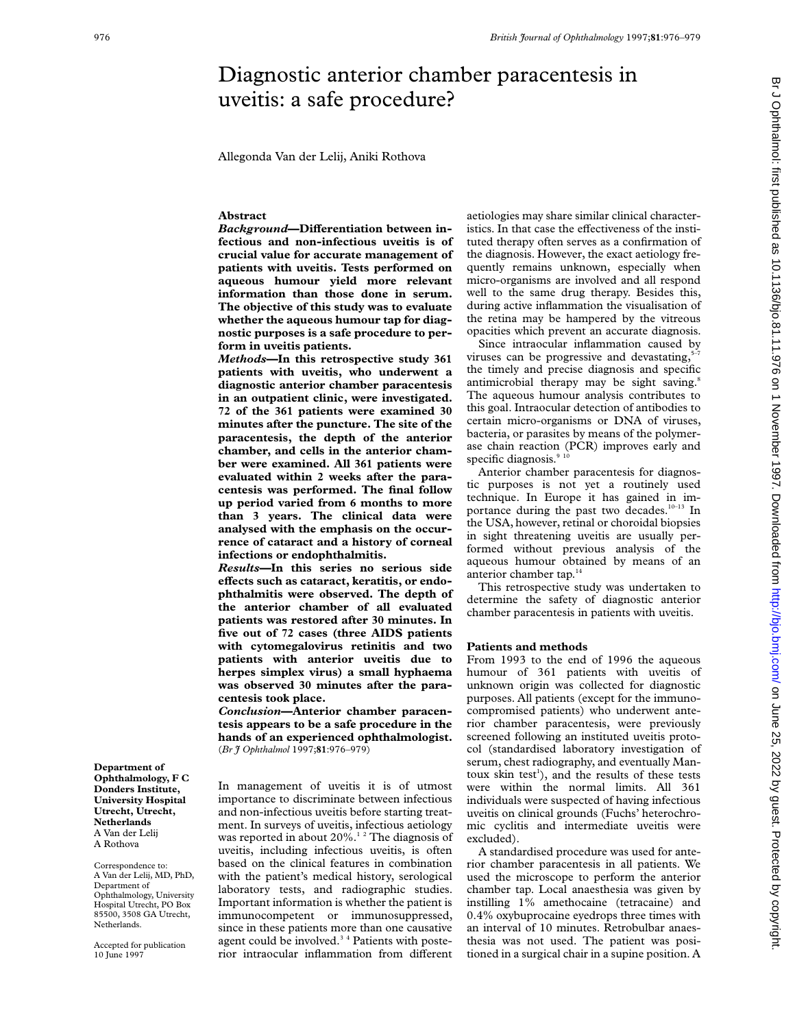# Diagnostic anterior chamber paracentesis in uveitis: a safe procedure?

Allegonda Van der Lelij, Aniki Rothova

## Abstract

***Background*—Differentiation between infectious and non-infectious uveitis is of crucial value for accurate management of patients with uveitis. Tests performed on aqueous humour yield more relevant information than those done in serum. The objective of this study was to evaluate whether the aqueous humour tap for diagnostic purposes is a safe procedure to perform in uveitis patients.**

***Methods*—In this retrospective study 361 patients with uveitis, who underwent a diagnostic anterior chamber paracentesis in an outpatient clinic, were investigated. 72 of the 361 patients were examined 30 minutes after the puncture. The site of the paracentesis, the depth of the anterior chamber, and cells in the anterior chamber were examined. All 361 patients were evaluated within 2 weeks after the paracentesis was performed. The final follow up period varied from 6 months to more than 3 years. The clinical data were analysed with the emphasis on the occurrence of cataract and a history of corneal infections or endophthalmitis.**

***Results*—In this series no serious side effects such as cataract, keratitis, or endophthalmitis were observed. The depth of the anterior chamber of all evaluated patients was restored after 30 minutes. In five out of 72 cases (three AIDS patients with cytomegalovirus retinitis and two patients with anterior uveitis due to herpes simplex virus) a small hyphaema was observed 30 minutes after the paracentesis took place.**

***Conclusion*—Anterior chamber paracentesis appears to be a safe procedure in the hands of an experienced ophthalmologist.**

(*Br J Ophthalmol* 1997;**81**:976–979)

**Department of Ophthalmology, F C Donders Institute, University Hospital Utrecht, Utrecht, Netherlands**
A Van der Lelij
A Rothova

Correspondence to:
A Van der Lelij, MD, PhD, Department of Ophthalmology, University Hospital Utrecht, PO Box 85500, 3508 GA Utrecht, Netherlands.

Accepted for publication 10 June 1997

In management of uveitis it is of utmost importance to discriminate between infectious and non-infectious uveitis before starting treatment. In surveys of uveitis, infectious aetiology was reported in about 20%.[1 2] The diagnosis of uveitis, including infectious uveitis, is often based on the clinical features in combination with the patient's medical history, serological laboratory tests, and radiographic studies. Important information is whether the patient is immunocompetent or immunosuppressed, since in these patients more than one causative agent could be involved.[3 4] Patients with posterior intraocular inflammation from different aetiologies may share similar clinical characteristics. In that case the effectiveness of the instituted therapy often serves as a confirmation of the diagnosis. However, the exact aetiology frequently remains unknown, especially when micro-organisms are involved and all respond well to the same drug therapy. Besides this, during active inflammation the visualisation of the retina may be hampered by the vitreous opacities which prevent an accurate diagnosis.

Since intraocular inflammation caused by viruses can be progressive and devastating,[5–7] the timely and precise diagnosis and specific antimicrobial therapy may be sight saving.[8] The aqueous humour analysis contributes to this goal. Intraocular detection of antibodies to certain micro-organisms or DNA of viruses, bacteria, or parasites by means of the polymerase chain reaction (PCR) improves early and specific diagnosis.[9 10]

Anterior chamber paracentesis for diagnostic purposes is not yet a routinely used technique. In Europe it has gained in importance during the past two decades.[10–13] In the USA, however, retinal or choroidal biopsies in sight threatening uveitis are usually performed without previous analysis of the aqueous humour obtained by means of an anterior chamber tap.[14]

This retrospective study was undertaken to determine the safety of diagnostic anterior chamber paracentesis in patients with uveitis.

## Patients and methods

From 1993 to the end of 1996 the aqueous humour of 361 patients with uveitis of unknown origin was collected for diagnostic purposes. All patients (except for the immunocompromised patients) who underwent anterior chamber paracentesis, were previously screened following an instituted uveitis protocol (standardised laboratory investigation of serum, chest radiography, and eventually Mantoux skin test[1]), and the results of these tests were within the normal limits. All 361 individuals were suspected of having infectious uveitis on clinical grounds (Fuchs' heterochromic cyclitis and intermediate uveitis were excluded).

A standardised procedure was used for anterior chamber paracentesis in all patients. We used the microscope to perform the anterior chamber tap. Local anaesthesia was given by instilling 1% amethocaine (tetracaine) and 0.4% oxybuprocaine eyedrops three times with an interval of 10 minutes. Retrobulbar anaesthesia was not used. The patient was positioned in a surgical chair in a supine position. A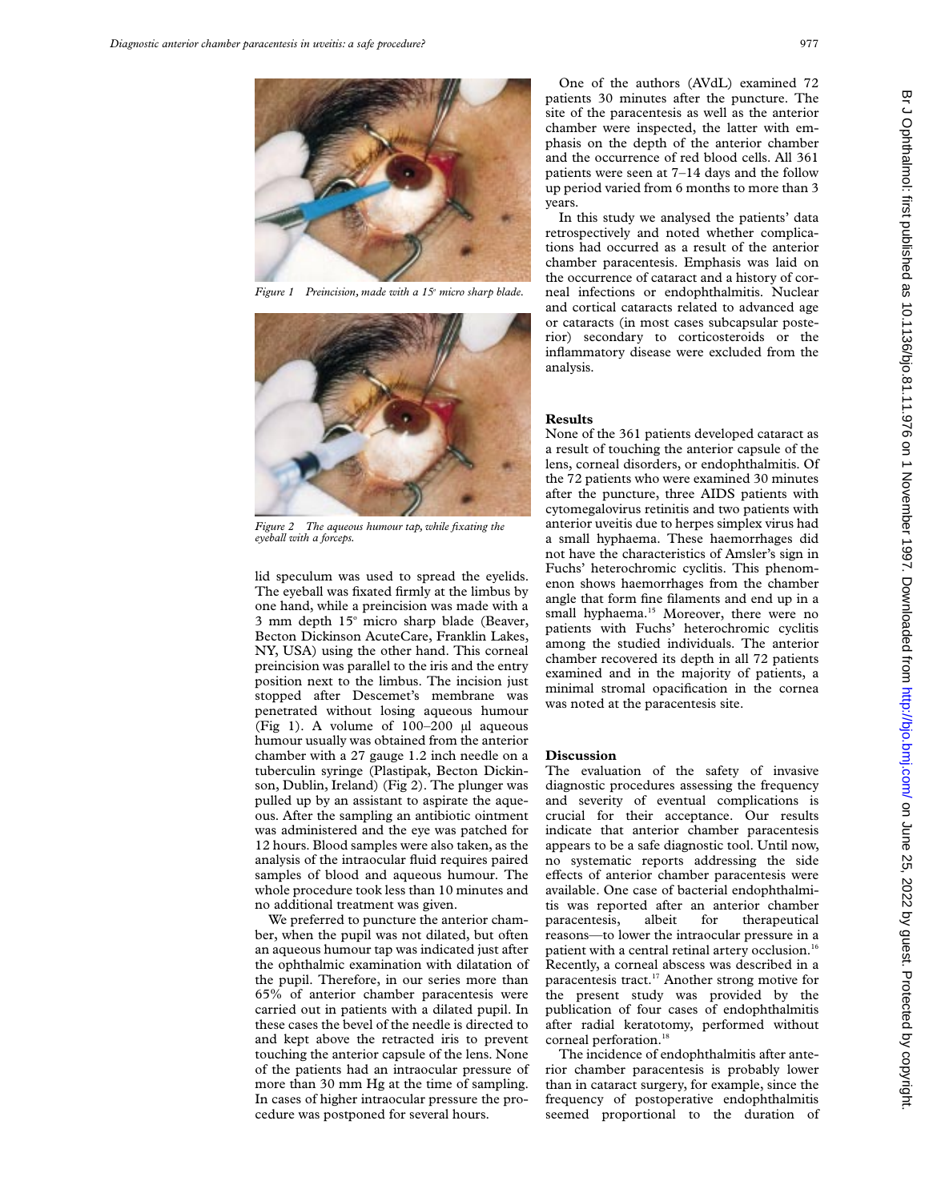Figure 1 Preincision, made with a 15° micro sharp blade.

Figure 2 The aqueous humour tap, while fixating the eyeball with a forceps.

lid speculum was used to spread the eyelids. The eyeball was fixated firmly at the limbus by one hand, while a preincision was made with a 3 mm depth 15° micro sharp blade (Beaver, Becton Dickinson AcuteCare, Franklin Lakes, NY, USA) using the other hand. This corneal preincision was parallel to the iris and the entry position next to the limbus. The incision just stopped after Descemet's membrane was penetrated without losing aqueous humour (Fig 1). A volume of 100–200 μl aqueous humour usually was obtained from the anterior chamber with a 27 gauge 1.2 inch needle on a tuberculin syringe (Plastipak, Becton Dickinson, Dublin, Ireland) (Fig 2). The plunger was pulled up by an assistant to aspirate the aqueous. After the sampling an antibiotic ointment was administered and the eye was patched for 12 hours. Blood samples were also taken, as the analysis of the intraocular fluid requires paired samples of blood and aqueous humour. The whole procedure took less than 10 minutes and no additional treatment was given.

We preferred to puncture the anterior chamber, when the pupil was not dilated, but often an aqueous humour tap was indicated just after the ophthalmic examination with dilatation of the pupil. Therefore, in our series more than 65% of anterior chamber paracentesis were carried out in patients with a dilated pupil. In these cases the bevel of the needle is directed to and kept above the retracted iris to prevent touching the anterior capsule of the lens. None of the patients had an intraocular pressure of more than 30 mm Hg at the time of sampling. In cases of higher intraocular pressure the procedure was postponed for several hours.

One of the authors (AVdL) examined 72 patients 30 minutes after the puncture. The site of the paracentesis as well as the anterior chamber were inspected, the latter with emphasis on the depth of the anterior chamber and the occurrence of red blood cells. All 361 patients were seen at 7–14 days and the follow up period varied from 6 months to more than 3 years.

In this study we analysed the patients' data retrospectively and noted whether complications had occurred as a result of the anterior chamber paracentesis. Emphasis was laid on the occurrence of cataract and a history of corneal infections or endophthalmitis. Nuclear and cortical cataracts related to advanced age or cataracts (in most cases subcapsular posterior) secondary to corticosteroids or the inflammatory disease were excluded from the analysis.

## Results

None of the 361 patients developed cataract as a result of touching the anterior capsule of the lens, corneal disorders, or endophthalmitis. Of the 72 patients who were examined 30 minutes after the puncture, three AIDS patients with cytomegalovirus retinitis and two patients with anterior uveitis due to herpes simplex virus had a small hyphaema. These haemorrhages did not have the characteristics of Amsler's sign in Fuchs' heterochromic cyclitis. This phenomenon shows haemorrhages from the chamber angle that form fine filaments and end up in a small hyphaema.[15] Moreover, there were no patients with Fuchs' heterochromic cyclitis among the studied individuals. The anterior chamber recovered its depth in all 72 patients examined and in the majority of patients, a minimal stromal opacification in the cornea was noted at the paracentesis site.

## Discussion

The evaluation of the safety of invasive diagnostic procedures assessing the frequency and severity of eventual complications is crucial for their acceptance. Our results indicate that anterior chamber paracentesis appears to be a safe diagnostic tool. Until now, no systematic reports addressing the side effects of anterior chamber paracentesis were available. One case of bacterial endophthalmitis was reported after an anterior chamber paracentesis, albeit for therapeutical reasons—to lower the intraocular pressure in a patient with a central retinal artery occlusion.[16] Recently, a corneal abscess was described in a paracentesis tract.[17] Another strong motive for the present study was provided by the publication of four cases of endophthalmitis after radial keratotomy, performed without corneal perforation.[18]

The incidence of endophthalmitis after anterior chamber paracentesis is probably lower than in cataract surgery, for example, since the frequency of postoperative endophthalmitis seemed proportional to the duration of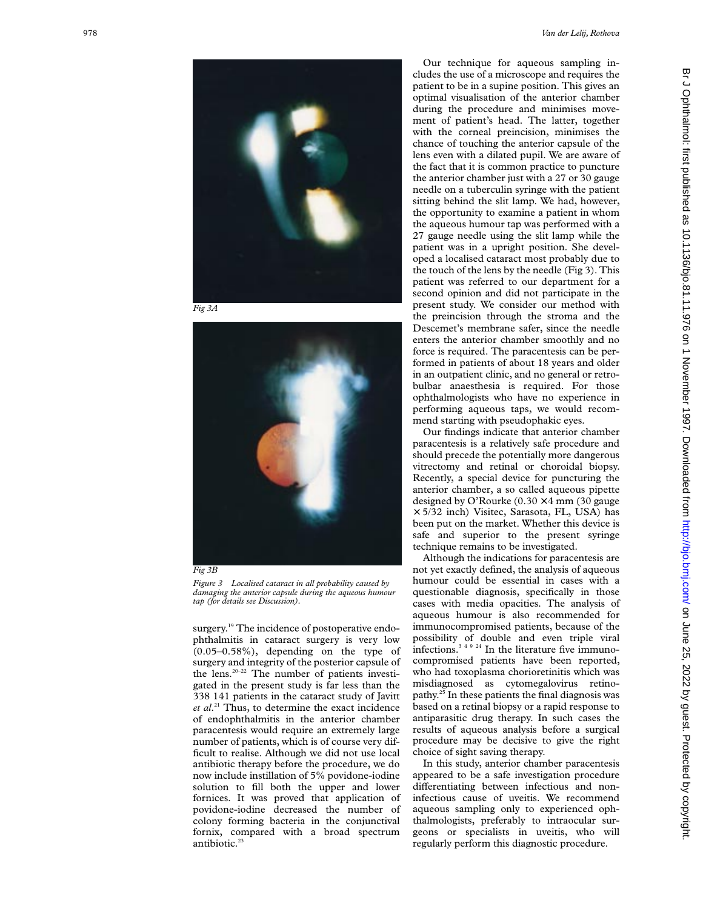*Fig 3A*

*Fig 3B*

*Figure 3 Localised cataract in all probability caused by damaging the anterior capsule during the aqueous humour tap (for details see Discussion).*

surgery.[19] The incidence of postoperative endophthalmitis in cataract surgery is very low (0.05–0.58%), depending on the type of surgery and integrity of the posterior capsule of the lens.[20–22] The number of patients investigated in the present study is far less than the 338 141 patients in the cataract study of Javitt *et al*.[21] Thus, to determine the exact incidence of endophthalmitis in the anterior chamber paracentesis would require an extremely large number of patients, which is of course very difficult to realise. Although we did not use local antibiotic therapy before the procedure, we do now include instillation of 5% povidone-iodine solution to fill both the upper and lower fornices. It was proved that application of povidone-iodine decreased the number of colony forming bacteria in the conjunctival fornix, compared with a broad spectrum antibiotic.[23]

Our technique for aqueous sampling includes the use of a microscope and requires the patient to be in a supine position. This gives an optimal visualisation of the anterior chamber during the procedure and minimises movement of patient's head. The latter, together with the corneal preincision, minimises the chance of touching the anterior capsule of the lens even with a dilated pupil. We are aware of the fact that it is common practice to puncture the anterior chamber just with a 27 or 30 gauge needle on a tuberculin syringe with the patient sitting behind the slit lamp. We had, however, the opportunity to examine a patient in whom the aqueous humour tap was performed with a 27 gauge needle using the slit lamp while the patient was in a upright position. She developed a localised cataract most probably due to the touch of the lens by the needle (Fig 3). This patient was referred to our department for a second opinion and did not participate in the present study. We consider our method with the preincision through the stroma and the Descemet's membrane safer, since the needle enters the anterior chamber smoothly and no force is required. The paracentesis can be performed in patients of about 18 years and older in an outpatient clinic, and no general or retrobulbar anaesthesia is required. For those ophthalmologists who have no experience in performing aqueous taps, we would recommend starting with pseudophakic eyes.

Our findings indicate that anterior chamber paracentesis is a relatively safe procedure and should precede the potentially more dangerous vitrectomy and retinal or choroidal biopsy. Recently, a special device for puncturing the anterior chamber, a so called aqueous pipette designed by O'Rourke (0.30 × 4 mm (30 gauge × 5/32 inch) Visitec, Sarasota, FL, USA) has been put on the market. Whether this device is safe and superior to the present syringe technique remains to be investigated.

Although the indications for paracentesis are not yet exactly defined, the analysis of aqueous humour could be essential in cases with a questionable diagnosis, specifically in those cases with media opacities. The analysis of aqueous humour is also recommended for immunocompromised patients, because of the possibility of double and even triple viral infections.[3 4 9 24] In the literature five immunocompromised patients have been reported, who had toxoplasma chorioretinitis which was misdiagnosed as cytomegalovirus retinopathy.[25] In these patients the final diagnosis was based on a retinal biopsy or a rapid response to antiparasitic drug therapy. In such cases the results of aqueous analysis before a surgical procedure may be decisive to give the right choice of sight saving therapy.

In this study, anterior chamber paracentesis appeared to be a safe investigation procedure differentiating between infectious and non-infectious cause of uveitis. We recommend aqueous sampling only to experienced ophthalmologists, preferably to intraocular surgeons or specialists in uveitis, who will regularly perform this diagnostic procedure.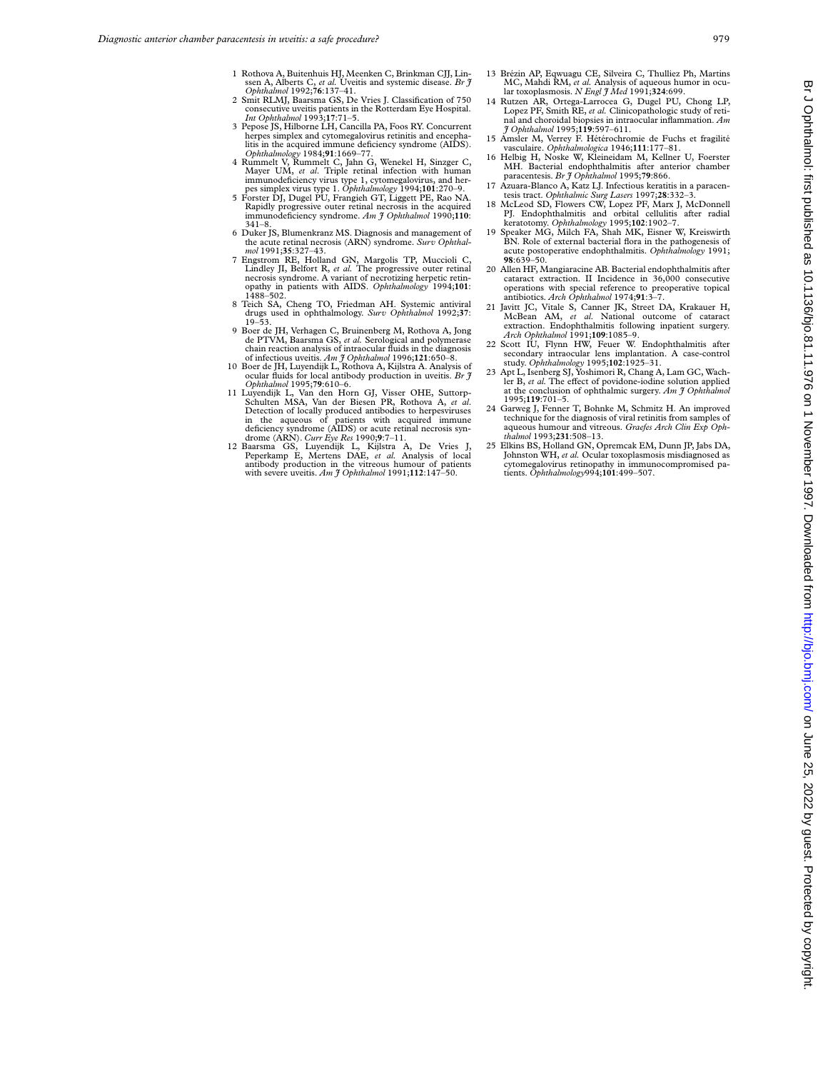1 Rothova A, Buitenhuis HJ, Meenken C, Brinkman CJJ, Linssen A, Alberts C, *et al.* Uveitis and systemic disease. *Br J Ophthalmol* 1992;**76**:137–41.

2 Smit RLMJ, Baarsma GS, De Vries J. Classification of 750 consecutive uveitis patients in the Rotterdam Eye Hospital. *Int Ophthalmol* 1993;**17**:71–5.

3 Pepose JS, Hilborne LH, Cancilla PA, Foos RY. Concurrent herpes simplex and cytomegalovirus retinitis and encephalitis in the acquired immune deficiency syndrome (AIDS). *Ophthalmology* 1984;**91**:1669–77.

4 Rummelt V, Rummelt C, Jahn G, Wenekel H, Sinzger C, Mayer UM, *et al.* Triple retinal infection with human immunodeficiency virus type 1, cytomegalovirus, and herpes simplex virus type 1. *Ophthalmology* 1994;**101**:270–9.

5 Forster DJ, Dugel PU, Frangieh GT, Liggett PE, Rao NA. Rapidly progressive outer retinal necrosis in the acquired immunodeficiency syndrome. *Am J Ophthalmol* 1990;**110**: 341–8.

6 Duker JS, Blumenkranz MS. Diagnosis and management of the acute retinal necrosis (ARN) syndrome. *Surv Ophthalmol* 1991;**35**:327–43.

7 Engstrom RE, Holland GN, Margolis TP, Muccioli C, Lindley JI, Belfort R, *et al.* The progressive outer retinal necrosis syndrome. A variant of necrotizing herpetic retinopathy in patients with AIDS. *Ophthalmology* 1994;**101**: 1488–502.

8 Teich SA, Cheng TO, Friedman AH. Systemic antiviral drugs used in ophthalmology. *Surv Ophthalmol* 1992;**37**: 19–53.

9 Boer de JH, Verhagen C, Bruinenberg M, Rothova A, Jong de PTVM, Baarsma GS, *et al.* Serological and polymerase chain reaction analysis of intraocular fluids in the diagnosis of infectious uveitis. *Am J Ophthalmol* 1996;**121**:650–8.

10 Boer de JH, Luyendijk L, Rothova A, Kijlstra A. Analysis of ocular fluids for local antibody production in uveitis. *Br J Ophthalmol* 1995;**79**:610–6.

11 Luyendijk L, Van den Horn GJ, Visser OHE, Suttorp-Schulten MSA, Van der Biesen PR, Rothova A, *et al.* Detection of locally produced antibodies to herpesviruses in the aqueous of patients with acquired immune deficiency syndrome (AIDS) or acute retinal necrosis syndrome (ARN). *Curr Eye Res* 1990;**9**:7–11.

12 Baarsma GS, Luyendijk L, Kijlstra A, De Vries J, Peperkamp E, Mertens DAE, *et al.* Analysis of local antibody production in the vitreous humour of patients with severe uveitis. *Am J Ophthalmol* 1991;**112**:147–50.

13 Brézin AP, Eqwuagu CE, Silveira C, Thulliez Ph, Martins MC, Mahdi RM, *et al.* Analysis of aqueous humor in ocular toxoplasmosis. *N Engl J Med* 1991;**324**:699.

14 Rutzen AR, Ortega-Larrocea G, Dugel PU, Chong LP, Lopez PF, Smith RE, *et al.* Clinicopathologic study of retinal and choroidal biopsies in intraocular inflammation. *Am J Ophthalmol* 1995;**119**:597–611.

15 Amsler M, Verrey F. Hétérochromie de Fuchs et fragilité vasculaire. *Ophthalmologica* 1946;**111**:177–81.

16 Helbig H, Noske W, Kleineidam M, Kellner U, Foerster MH. Bacterial endophthalmitis after anterior chamber paracentesis. *Br J Ophthalmol* 1995;**79**:866.

17 Azuara-Blanco A, Katz LJ. Infectious keratitis in a paracentesis tract. *Ophthalmic Surg Lasers* 1997;**28**:332–3.

18 McLeod SD, Flowers CW, Lopez PF, Marx J, McDonnell PJ. Endophthalmitis and orbital cellulitis after radial keratotomy. *Ophthalmology* 1995;**102**:1902–7.

19 Speaker MG, Milch FA, Shah MK, Eisner W, Kreiswirth BN. Role of external bacterial flora in the pathogenesis of acute postoperative endophthalmitis. *Ophthalmology* 1991; **98**:639–50.

20 Allen HF, Mangiaracine AB. Bacterial endophthalmitis after cataract extraction. II Incidence in 36,000 consecutive operations with special reference to preoperative topical antibiotics. *Arch Ophthalmol* 1974;**91**:3–7.

21 Javitt JC, Vitale S, Canner JK, Street DA, Krakauer H, McBean AM, *et al.* National outcome of cataract extraction. Endophthalmitis following inpatient surgery. *Arch Ophthalmol* 1991;**109**:1085–9.

22 Scott IU, Flynn HW, Feuer W. Endophthalmitis after secondary intraocular lens implantation. A case-control study. *Ophthalmology* 1995;**102**:1925–31.

23 Apt L, Isenberg SJ, Yoshimori R, Chang A, Lam GC, Wachler B, *et al.* The effect of povidone-iodine solution applied at the conclusion of ophthalmic surgery. *Am J Ophthalmol* 1995;**119**:701–5.

24 Garweg J, Fenner T, Bohnke M, Schmitz H. An improved technique for the diagnosis of viral retinitis from samples of aqueous humour and vitreous. *Graefes Arch Clin Exp Ophthalmol* 1993;**231**:508–13.

25 Elkins BS, Holland GN, Opremcak EM, Dunn JP, Jabs DA, Johnston WH, *et al.* Ocular toxoplasmosis misdiagnosed as cytomegalovirus retinopathy in immunocompromised patients. *Ophthalmology*994;**101**:499–507.